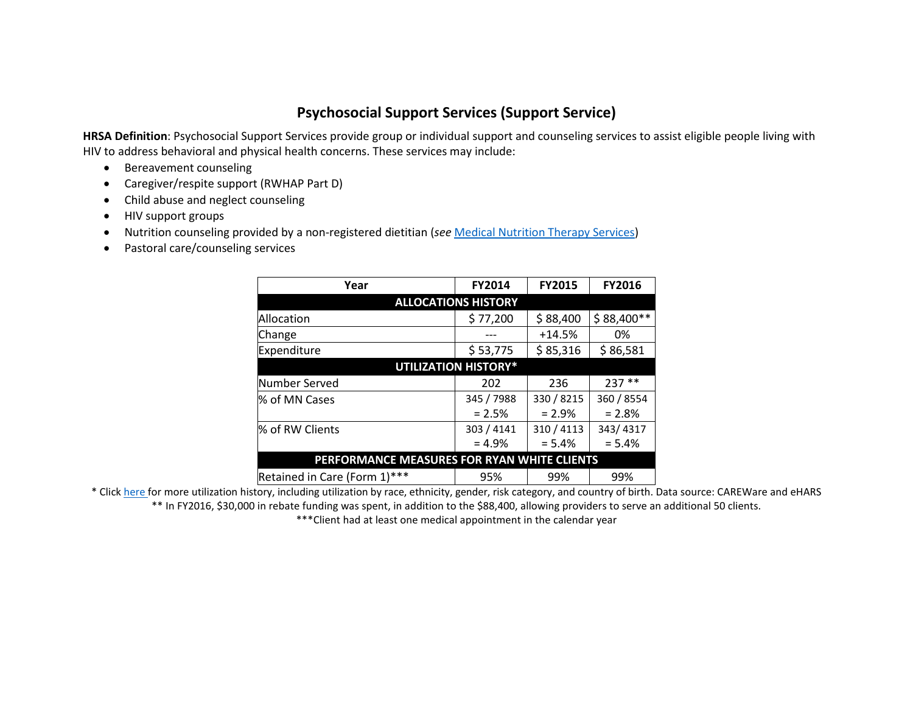# Psychosocial Support Services (Support Service)

**HRSA Definition**: Psychosocial Support Services provide group or individual support and counseling services to assist eligible people living with HIV to address behavioral and physical health concerns. These services may include:

- Bereavement counseling
- Caregiver/respite support (RWHAP Part D)
- Child abuse and neglect counseling
- HIV support groups
- Nutrition counseling provided by a non-registered dietitian (*see* Medical Nutrition Therapy Services)
- Pastoral care/counseling services

| Year | FY2014 | FY2015 | FY2016 |
|---|---|---|---|
| **ALLOCATIONS HISTORY** | | | |
| Allocation | $ 77,200 | $ 88,400 | $ 88,400** |
| Change | --- | +14.5% | 0% |
| Expenditure | $ 53,775 | $ 85,316 | $ 86,581 |
| **UTILIZATION HISTORY*** | | | |
| Number Served | 202 | 236 | 237 ** |
| % of MN Cases | 345 / 7988 = 2.5% | 330 / 8215 = 2.9% | 360 / 8554 = 2.8% |
| % of RW Clients | 303 / 4141 = 4.9% | 310 / 4113 = 5.4% | 343/ 4317 = 5.4% |
| **PERFORMANCE MEASURES FOR RYAN WHITE CLIENTS** | | | |
| Retained in Care (Form 1)*** | 95% | 99% | 99% |

* Click here for more utilization history, including utilization by race, ethnicity, gender, risk category, and country of birth. Data source: CAREWare and eHARS

** In FY2016, $30,000 in rebate funding was spent, in addition to the $88,400, allowing providers to serve an additional 50 clients.

***Client had at least one medical appointment in the calendar year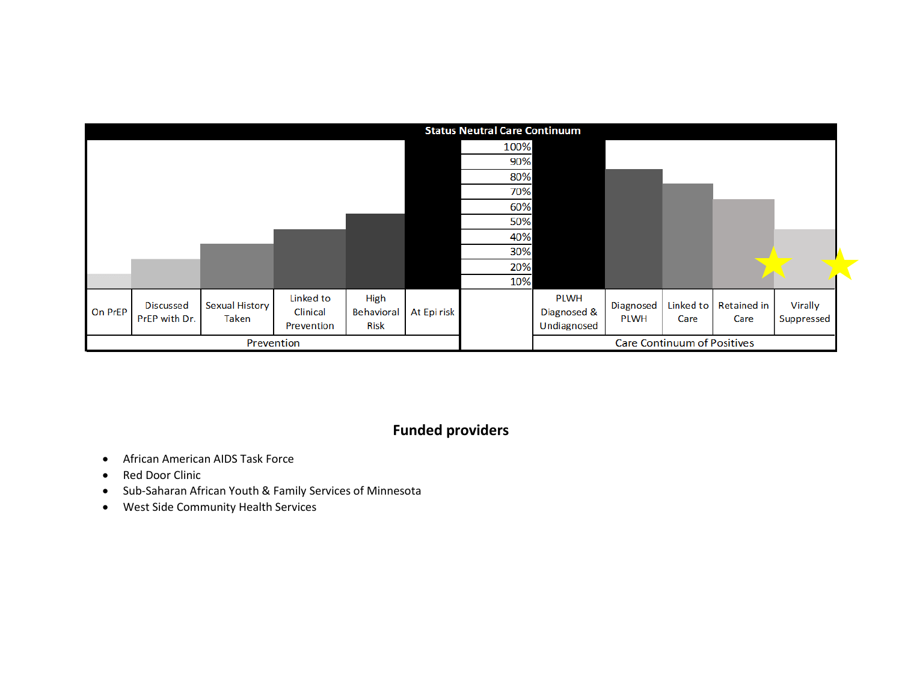Status Neutral Care Continuum

100%
90%
80%
70%
60%
50%
40%
30%
20%
10%

On PrEP
Discussed PrEP with Dr.
Sexual History Taken
Linked to Clinical Prevention
High Behavioral Risk
At Epi risk

Prevention

PLWH Diagnosed & Undiagnosed
Diagnosed PLWH
Linked to Care
Retained in Care
Virally Suppressed

Care Continuum of Positives

## Funded providers

- African American AIDS Task Force
- Red Door Clinic
- Sub-Saharan African Youth & Family Services of Minnesota
- West Side Community Health Services